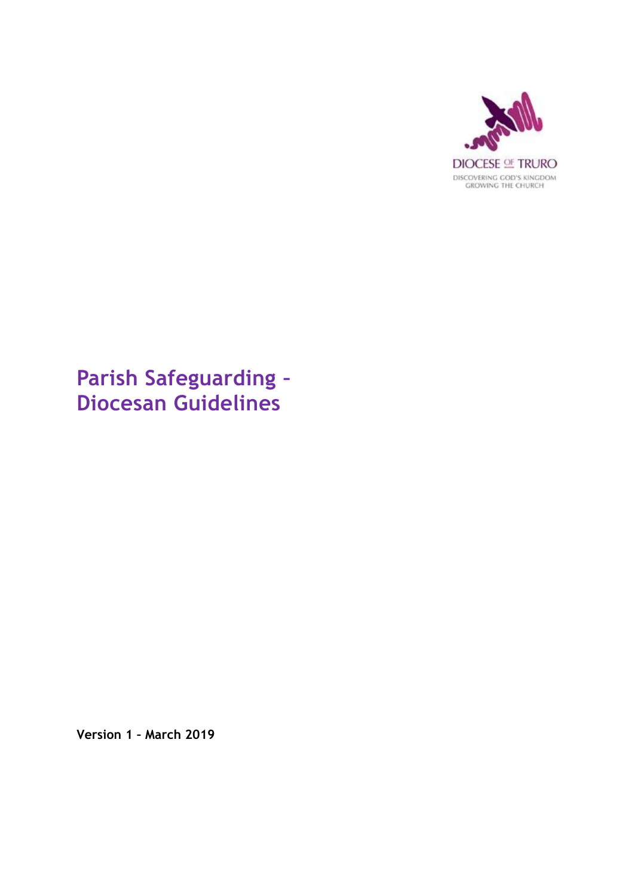DIOCESE OF TRURO

DISCOVERING GOD'S KINGDOM
GROWING THE CHURCH

# Parish Safeguarding – Diocesan Guidelines

**Version 1 – March 2019**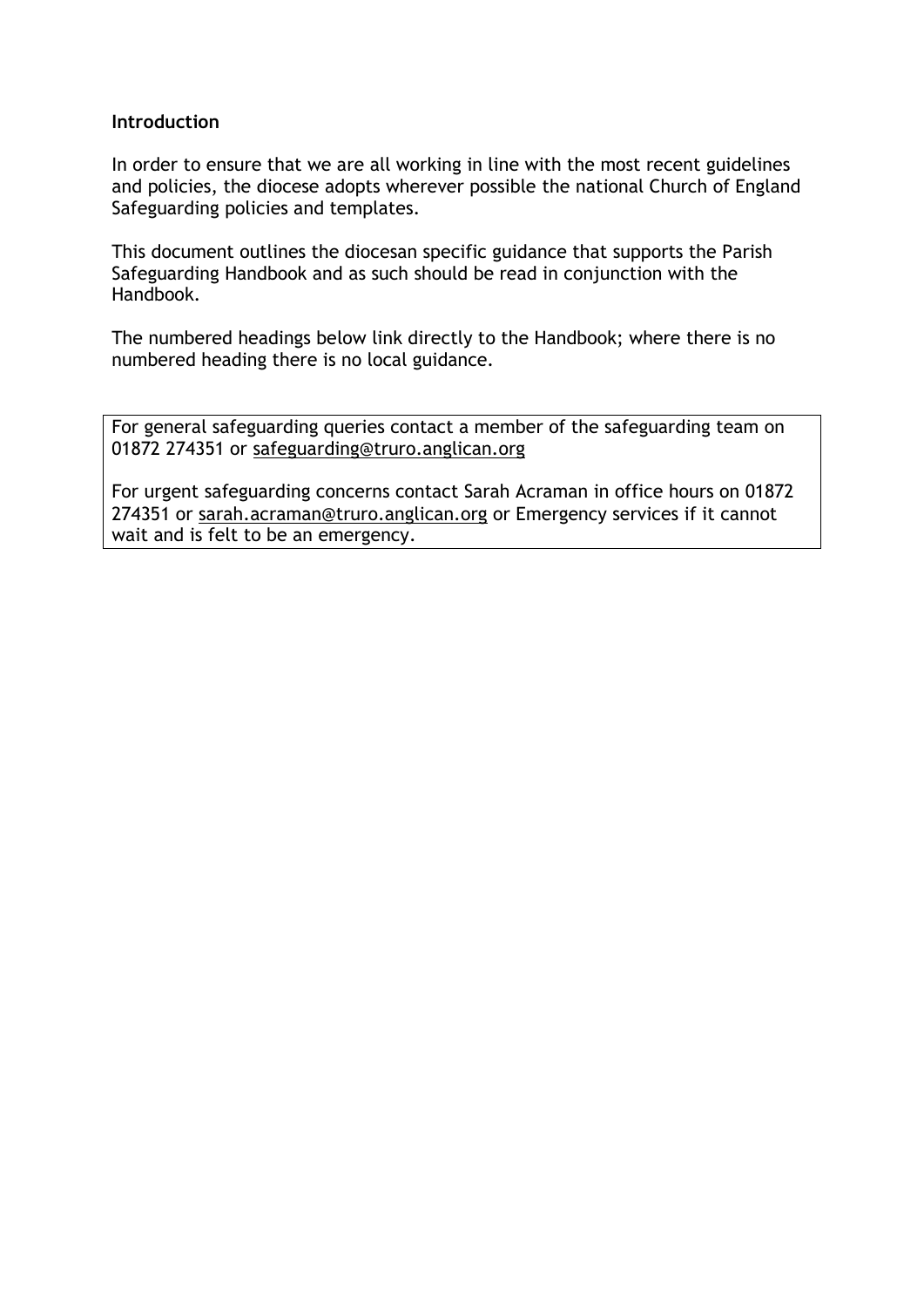**Introduction**

In order to ensure that we are all working in line with the most recent guidelines and policies, the diocese adopts wherever possible the national Church of England Safeguarding policies and templates.

This document outlines the diocesan specific guidance that supports the Parish Safeguarding Handbook and as such should be read in conjunction with the Handbook.

The numbered headings below link directly to the Handbook; where there is no numbered heading there is no local guidance.

> For general safeguarding queries contact a member of the safeguarding team on 01872 274351 or safeguarding@truro.anglican.org
>
> For urgent safeguarding concerns contact Sarah Acraman in office hours on 01872 274351 or sarah.acraman@truro.anglican.org or Emergency services if it cannot wait and is felt to be an emergency.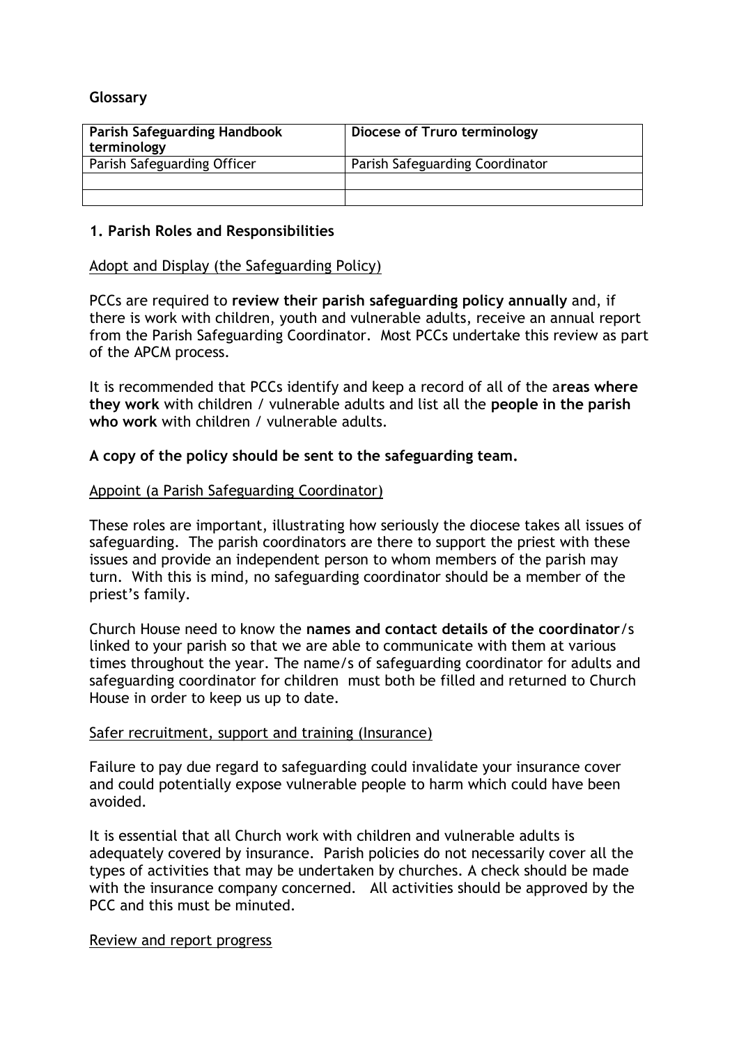**Glossary**

| Parish Safeguarding Handbook terminology | Diocese of Truro terminology |
|---|---|
| Parish Safeguarding Officer | Parish Safeguarding Coordinator |
| | |
| | |

## 1. Parish Roles and Responsibilities

Adopt and Display (the Safeguarding Policy)

PCCs are required to **review their parish safeguarding policy annually** and, if there is work with children, youth and vulnerable adults, receive an annual report from the Parish Safeguarding Coordinator. Most PCCs undertake this review as part of the APCM process.

It is recommended that PCCs identify and keep a record of all of the a**reas where they work** with children / vulnerable adults and list all the **people in the parish who work** with children / vulnerable adults.

**A copy of the policy should be sent to the safeguarding team.**

Appoint (a Parish Safeguarding Coordinator)

These roles are important, illustrating how seriously the diocese takes all issues of safeguarding. The parish coordinators are there to support the priest with these issues and provide an independent person to whom members of the parish may turn. With this is mind, no safeguarding coordinator should be a member of the priest's family.

Church House need to know the **names and contact details of the coordinator**/s linked to your parish so that we are able to communicate with them at various times throughout the year. The name/s of safeguarding coordinator for adults and safeguarding coordinator for children must both be filled and returned to Church House in order to keep us up to date.

Safer recruitment, support and training (Insurance)

Failure to pay due regard to safeguarding could invalidate your insurance cover and could potentially expose vulnerable people to harm which could have been avoided.

It is essential that all Church work with children and vulnerable adults is adequately covered by insurance. Parish policies do not necessarily cover all the types of activities that may be undertaken by churches. A check should be made with the insurance company concerned. All activities should be approved by the PCC and this must be minuted.

Review and report progress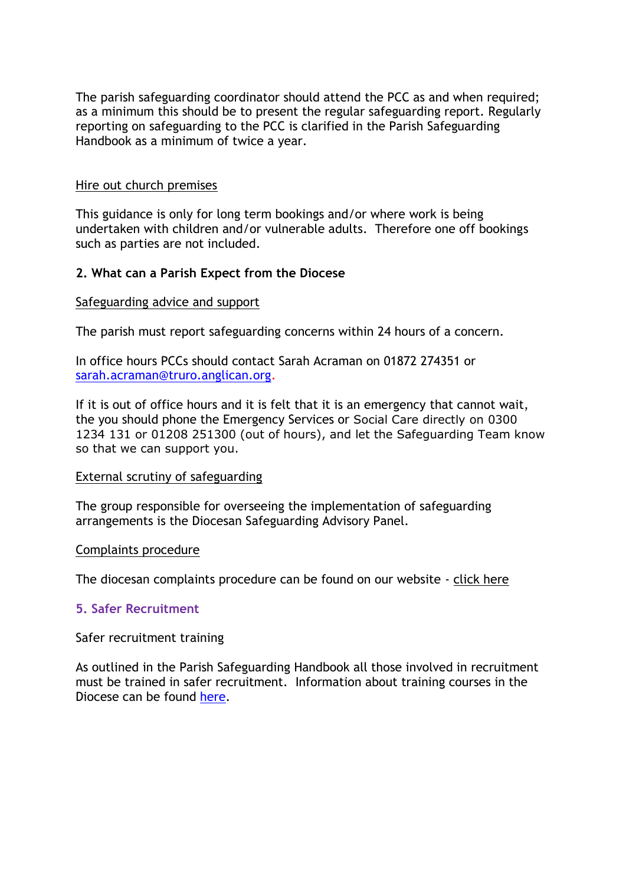The parish safeguarding coordinator should attend the PCC as and when required; as a minimum this should be to present the regular safeguarding report. Regularly reporting on safeguarding to the PCC is clarified in the Parish Safeguarding Handbook as a minimum of twice a year.

Hire out church premises

This guidance is only for long term bookings and/or where work is being undertaken with children and/or vulnerable adults. Therefore one off bookings such as parties are not included.

## 2. What can a Parish Expect from the Diocese

Safeguarding advice and support

The parish must report safeguarding concerns within 24 hours of a concern.

In office hours PCCs should contact Sarah Acraman on 01872 274351 or sarah.acraman@truro.anglican.org.

If it is out of office hours and it is felt that it is an emergency that cannot wait, the you should phone the Emergency Services or Social Care directly on 0300 1234 131 or 01208 251300 (out of hours), and let the Safeguarding Team know so that we can support you.

External scrutiny of safeguarding

The group responsible for overseeing the implementation of safeguarding arrangements is the Diocesan Safeguarding Advisory Panel.

Complaints procedure

The diocesan complaints procedure can be found on our website - click here

## 5. Safer Recruitment

Safer recruitment training

As outlined in the Parish Safeguarding Handbook all those involved in recruitment must be trained in safer recruitment. Information about training courses in the Diocese can be found here.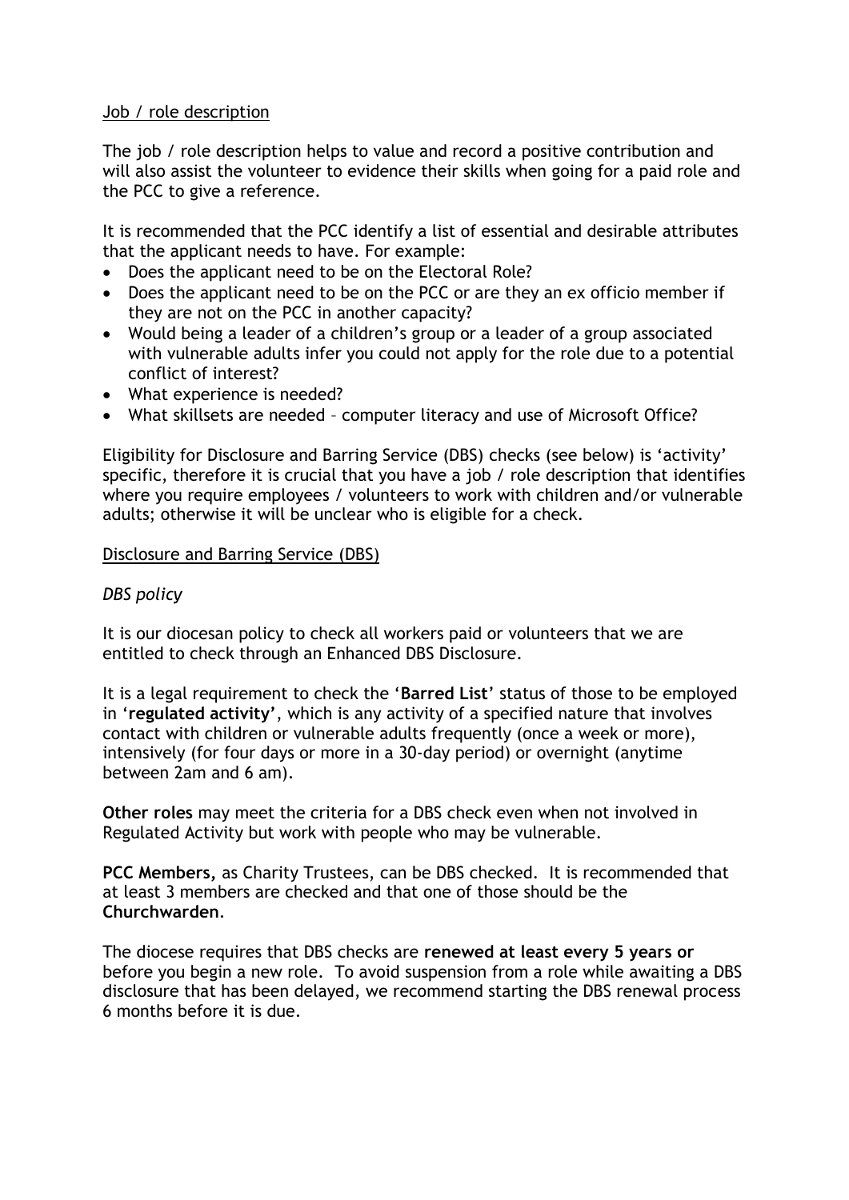Job / role description

The job / role description helps to value and record a positive contribution and will also assist the volunteer to evidence their skills when going for a paid role and the PCC to give a reference.

It is recommended that the PCC identify a list of essential and desirable attributes that the applicant needs to have. For example:

- Does the applicant need to be on the Electoral Role?
- Does the applicant need to be on the PCC or are they an ex officio member if they are not on the PCC in another capacity?
- Would being a leader of a children's group or a leader of a group associated with vulnerable adults infer you could not apply for the role due to a potential conflict of interest?
- What experience is needed?
- What skillsets are needed – computer literacy and use of Microsoft Office?

Eligibility for Disclosure and Barring Service (DBS) checks (see below) is 'activity' specific, therefore it is crucial that you have a job / role description that identifies where you require employees / volunteers to work with children and/or vulnerable adults; otherwise it will be unclear who is eligible for a check.

Disclosure and Barring Service (DBS)

*DBS policy*

It is our diocesan policy to check all workers paid or volunteers that we are entitled to check through an Enhanced DBS Disclosure.

It is a legal requirement to check the '**Barred List**' status of those to be employed in '**regulated activity**', which is any activity of a specified nature that involves contact with children or vulnerable adults frequently (once a week or more), intensively (for four days or more in a 30-day period) or overnight (anytime between 2am and 6 am).

**Other roles** may meet the criteria for a DBS check even when not involved in Regulated Activity but work with people who may be vulnerable.

**PCC Members,** as Charity Trustees, can be DBS checked. It is recommended that at least 3 members are checked and that one of those should be the **Churchwarden**.

The diocese requires that DBS checks are **renewed at least every 5 years or** before you begin a new role. To avoid suspension from a role while awaiting a DBS disclosure that has been delayed, we recommend starting the DBS renewal process 6 months before it is due.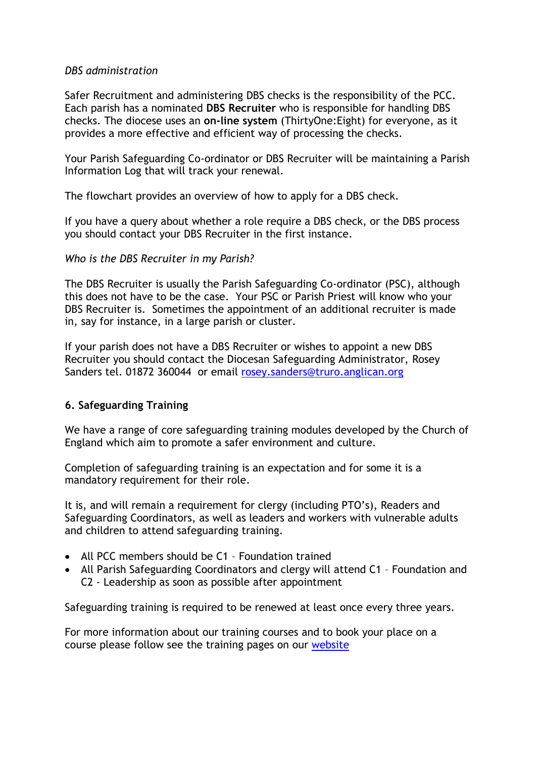*DBS administration*

Safer Recruitment and administering DBS checks is the responsibility of the PCC. Each parish has a nominated **DBS Recruiter** who is responsible for handling DBS checks. The diocese uses an **on-line system** (ThirtyOne:Eight) for everyone, as it provides a more effective and efficient way of processing the checks.

Your Parish Safeguarding Co-ordinator or DBS Recruiter will be maintaining a Parish Information Log that will track your renewal.

The flowchart provides an overview of how to apply for a DBS check.

If you have a query about whether a role require a DBS check, or the DBS process you should contact your DBS Recruiter in the first instance.

*Who is the DBS Recruiter in my Parish?*

The DBS Recruiter is usually the Parish Safeguarding Co-ordinator (PSC), although this does not have to be the case. Your PSC or Parish Priest will know who your DBS Recruiter is. Sometimes the appointment of an additional recruiter is made in, say for instance, in a large parish or cluster.

If your parish does not have a DBS Recruiter or wishes to appoint a new DBS Recruiter you should contact the Diocesan Safeguarding Administrator, Rosey Sanders tel. 01872 360044 or email rosey.sanders@truro.anglican.org

## 6. Safeguarding Training

We have a range of core safeguarding training modules developed by the Church of England which aim to promote a safer environment and culture.

Completion of safeguarding training is an expectation and for some it is a mandatory requirement for their role.

It is, and will remain a requirement for clergy (including PTO's), Readers and Safeguarding Coordinators, as well as leaders and workers with vulnerable adults and children to attend safeguarding training.

- All PCC members should be C1 – Foundation trained
- All Parish Safeguarding Coordinators and clergy will attend C1 – Foundation and C2 - Leadership as soon as possible after appointment

Safeguarding training is required to be renewed at least once every three years.

For more information about our training courses and to book your place on a course please follow see the training pages on our website